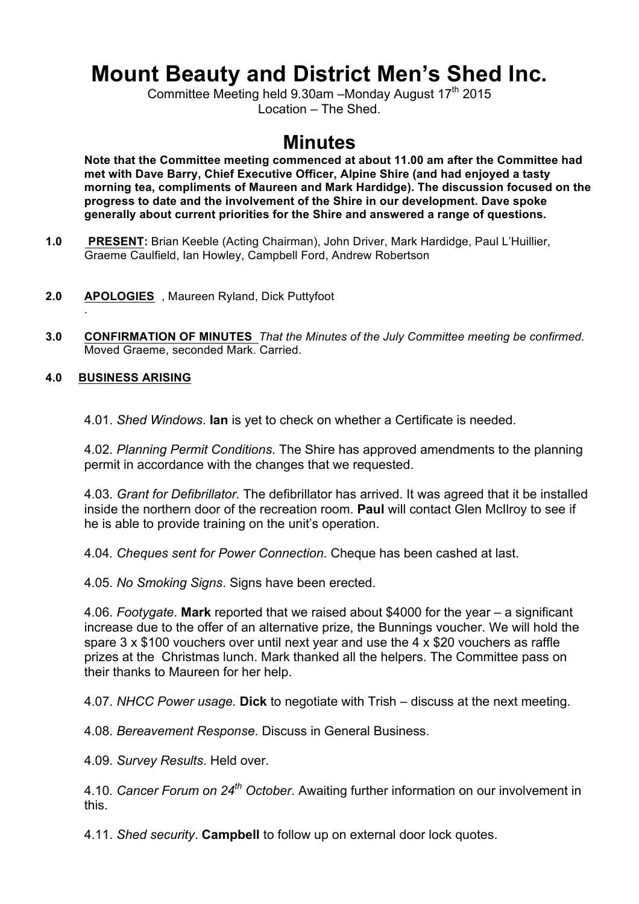# Mount Beauty and District Men's Shed Inc.

Committee Meeting held 9.30am –Monday August 17th 2015
Location – The Shed.

## Minutes

**Note that the Committee meeting commenced at about 11.00 am after the Committee had met with Dave Barry, Chief Executive Officer, Alpine Shire (and had enjoyed a tasty morning tea, compliments of Maureen and Mark Hardidge). The discussion focused on the progress to date and the involvement of the Shire in our development. Dave spoke generally about current priorities for the Shire and answered a range of questions.**

**1.0** **PRESENT:** Brian Keeble (Acting Chairman), John Driver, Mark Hardidge, Paul L'Huillier, Graeme Caulfield, Ian Howley, Campbell Ford, Andrew Robertson

**2.0** **APOLOGIES** , Maureen Ryland, Dick Puttyfoot
.

**3.0** **CONFIRMATION OF MINUTES** *That the Minutes of the July Committee meeting be confirmed.* Moved Graeme, seconded Mark. Carried.

**4.0** **BUSINESS ARISING**

4.01. *Shed Windows*. **Ian** is yet to check on whether a Certificate is needed.

4.02. *Planning Permit Conditions*. The Shire has approved amendments to the planning permit in accordance with the changes that we requested.

4.03. *Grant for Defibrillator*. The defibrillator has arrived. It was agreed that it be installed inside the northern door of the recreation room. **Paul** will contact Glen McIlroy to see if he is able to provide training on the unit's operation.

4.04. *Cheques sent for Power Connection*. Cheque has been cashed at last.

4.05. *No Smoking Signs*. Signs have been erected.

4.06. *Footygate*. **Mark** reported that we raised about $4000 for the year – a significant increase due to the offer of an alternative prize, the Bunnings voucher. We will hold the spare 3 x $100 vouchers over until next year and use the 4 x $20 vouchers as raffle prizes at the Christmas lunch. Mark thanked all the helpers. The Committee pass on their thanks to Maureen for her help.

4.07. *NHCC Power usage.* **Dick** to negotiate with Trish – discuss at the next meeting.

4.08. *Bereavement Response*. Discuss in General Business.

4.09. *Survey Results*. Held over.

4.10. *Cancer Forum on 24th October*. Awaiting further information on our involvement in this.

4.11. *Shed security*. **Campbell** to follow up on external door lock quotes.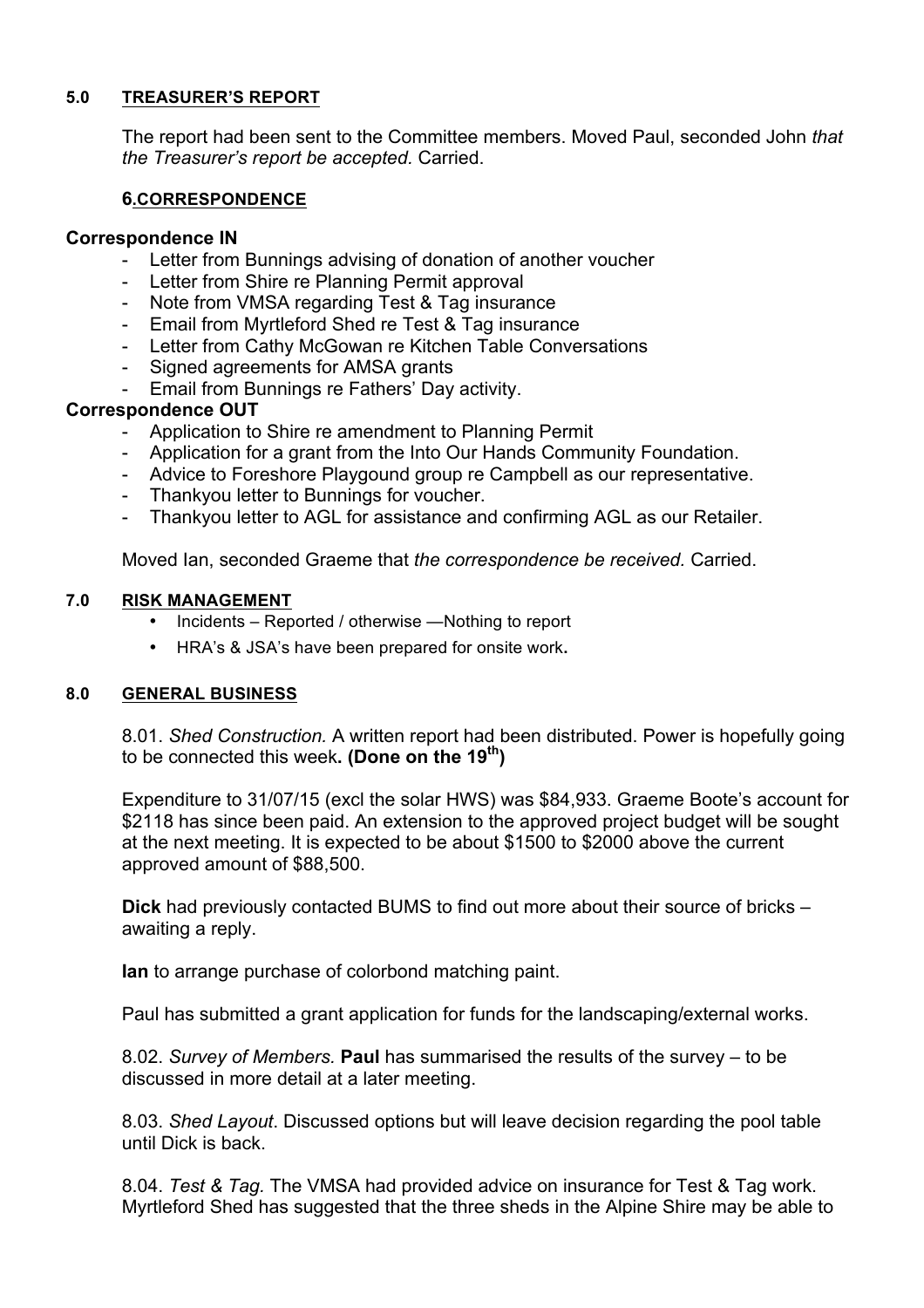### 5.0 TREASURER'S REPORT

The report had been sent to the Committee members. Moved Paul, seconded John *that the Treasurer's report be accepted.* Carried.

### 6. CORRESPONDENCE

**Correspondence IN**

- Letter from Bunnings advising of donation of another voucher
- Letter from Shire re Planning Permit approval
- Note from VMSA regarding Test & Tag insurance
- Email from Myrtleford Shed re Test & Tag insurance
- Letter from Cathy McGowan re Kitchen Table Conversations
- Signed agreements for AMSA grants
- Email from Bunnings re Fathers' Day activity.

**Correspondence OUT**

- Application to Shire re amendment to Planning Permit
- Application for a grant from the Into Our Hands Community Foundation.
- Advice to Foreshore Playgound group re Campbell as our representative.
- Thankyou letter to Bunnings for voucher.
- Thankyou letter to AGL for assistance and confirming AGL as our Retailer.

Moved Ian, seconded Graeme that *the correspondence be received.* Carried.

### 7.0 RISK MANAGEMENT

- Incidents – Reported / otherwise —Nothing to report
- HRA's & JSA's have been prepared for onsite work**.**

### 8.0 GENERAL BUSINESS

8.01. *Shed Construction.* A written report had been distributed. Power is hopefully going to be connected this week**. (Done on the 19th)**

Expenditure to 31/07/15 (excl the solar HWS) was $84,933. Graeme Boote's account for $2118 has since been paid. An extension to the approved project budget will be sought at the next meeting. It is expected to be about $1500 to $2000 above the current approved amount of $88,500.

**Dick** had previously contacted BUMS to find out more about their source of bricks – awaiting a reply.

**Ian** to arrange purchase of colorbond matching paint.

Paul has submitted a grant application for funds for the landscaping/external works.

8.02. *Survey of Members.* **Paul** has summarised the results of the survey – to be discussed in more detail at a later meeting.

8.03. *Shed Layout*. Discussed options but will leave decision regarding the pool table until Dick is back.

8.04. *Test & Tag.* The VMSA had provided advice on insurance for Test & Tag work. Myrtleford Shed has suggested that the three sheds in the Alpine Shire may be able to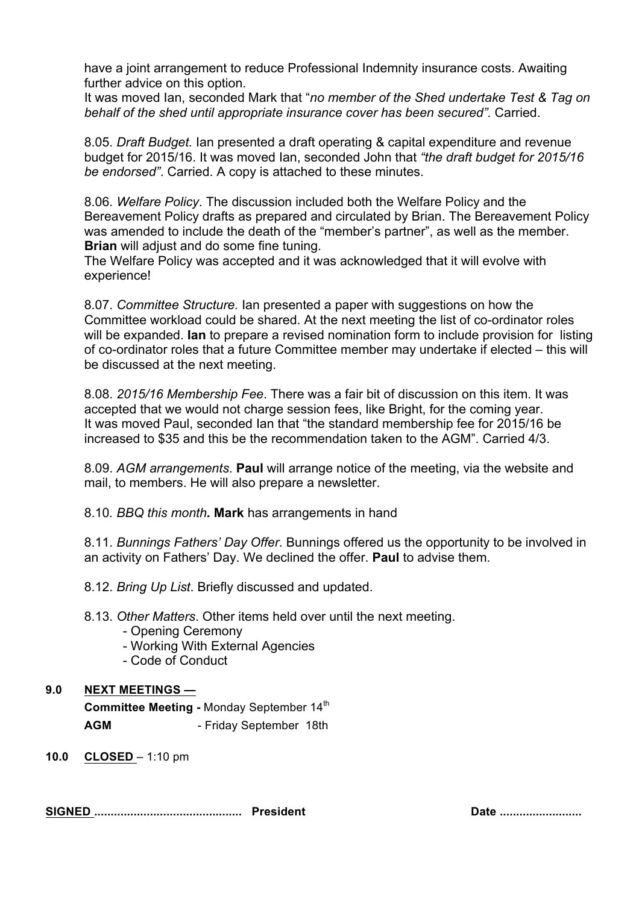have a joint arrangement to reduce Professional Indemnity insurance costs. Awaiting further advice on this option.
It was moved Ian, seconded Mark that "*no member of the Shed undertake Test & Tag on behalf of the shed until appropriate insurance cover has been secured".* Carried.

8.05. *Draft Budget.* Ian presented a draft operating & capital expenditure and revenue budget for 2015/16. It was moved Ian, seconded John that *"the draft budget for 2015/16 be endorsed"*. Carried. A copy is attached to these minutes.

8.06. *Welfare Policy*. The discussion included both the Welfare Policy and the Bereavement Policy drafts as prepared and circulated by Brian. The Bereavement Policy was amended to include the death of the "member's partner", as well as the member. **Brian** will adjust and do some fine tuning.
The Welfare Policy was accepted and it was acknowledged that it will evolve with experience!

8.07. *Committee Structure.* Ian presented a paper with suggestions on how the Committee workload could be shared. At the next meeting the list of co-ordinator roles will be expanded. **Ian** to prepare a revised nomination form to include provision for listing of co-ordinator roles that a future Committee member may undertake if elected – this will be discussed at the next meeting.

8.08. *2015/16 Membership Fee*. There was a fair bit of discussion on this item. It was accepted that we would not charge session fees, like Bright, for the coming year.
It was moved Paul, seconded Ian that "the standard membership fee for 2015/16 be increased to $35 and this be the recommendation taken to the AGM". Carried 4/3.

8.09. *AGM arrangements*. **Paul** will arrange notice of the meeting, via the website and mail, to members. He will also prepare a newsletter.

8.10. *BBQ this month***.** **Mark** has arrangements in hand

8.11. *Bunnings Fathers' Day Offer*. Bunnings offered us the opportunity to be involved in an activity on Fathers' Day. We declined the offer. **Paul** to advise them.

8.12. *Bring Up List*. Briefly discussed and updated.

8.13. *Other Matters*. Other items held over until the next meeting.
- Opening Ceremony
- Working With External Agencies
- Code of Conduct

**9.0 NEXT MEETINGS —**

**Committee Meeting -** Monday September 14th

**AGM** - Friday September 18th

**10.0 CLOSED** – 1:10 pm

**SIGNED** ............................................ **President** **Date** .........................